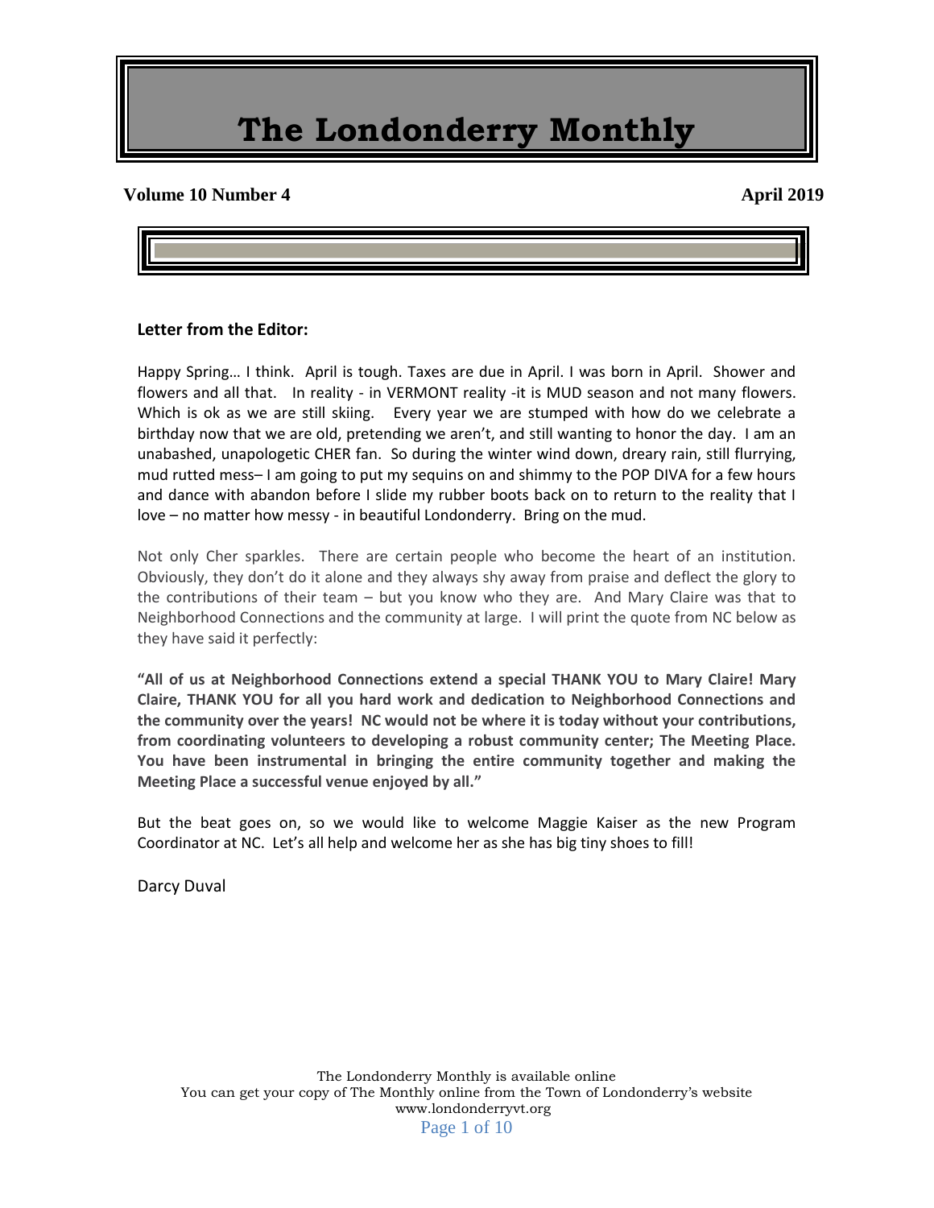# The Londonderry Monthly

**Volume 10 Number 4** **April 2019**

### Letter from the Editor:

Happy Spring… I think. April is tough. Taxes are due in April. I was born in April. Shower and flowers and all that. In reality - in VERMONT reality -it is MUD season and not many flowers. Which is ok as we are still skiing. Every year we are stumped with how do we celebrate a birthday now that we are old, pretending we aren't, and still wanting to honor the day. I am an unabashed, unapologetic CHER fan. So during the winter wind down, dreary rain, still flurrying, mud rutted mess– I am going to put my sequins on and shimmy to the POP DIVA for a few hours and dance with abandon before I slide my rubber boots back on to return to the reality that I love – no matter how messy - in beautiful Londonderry. Bring on the mud.

Not only Cher sparkles. There are certain people who become the heart of an institution. Obviously, they don't do it alone and they always shy away from praise and deflect the glory to the contributions of their team – but you know who they are. And Mary Claire was that to Neighborhood Connections and the community at large. I will print the quote from NC below as they have said it perfectly:

**"All of us at Neighborhood Connections extend a special THANK YOU to Mary Claire! Mary Claire, THANK YOU for all you hard work and dedication to Neighborhood Connections and the community over the years! NC would not be where it is today without your contributions, from coordinating volunteers to developing a robust community center; The Meeting Place. You have been instrumental in bringing the entire community together and making the Meeting Place a successful venue enjoyed by all."**

But the beat goes on, so we would like to welcome Maggie Kaiser as the new Program Coordinator at NC. Let's all help and welcome her as she has big tiny shoes to fill!

Darcy Duval

The Londonderry Monthly is available online
You can get your copy of The Monthly online from the Town of Londonderry's website
www.londonderryvt.org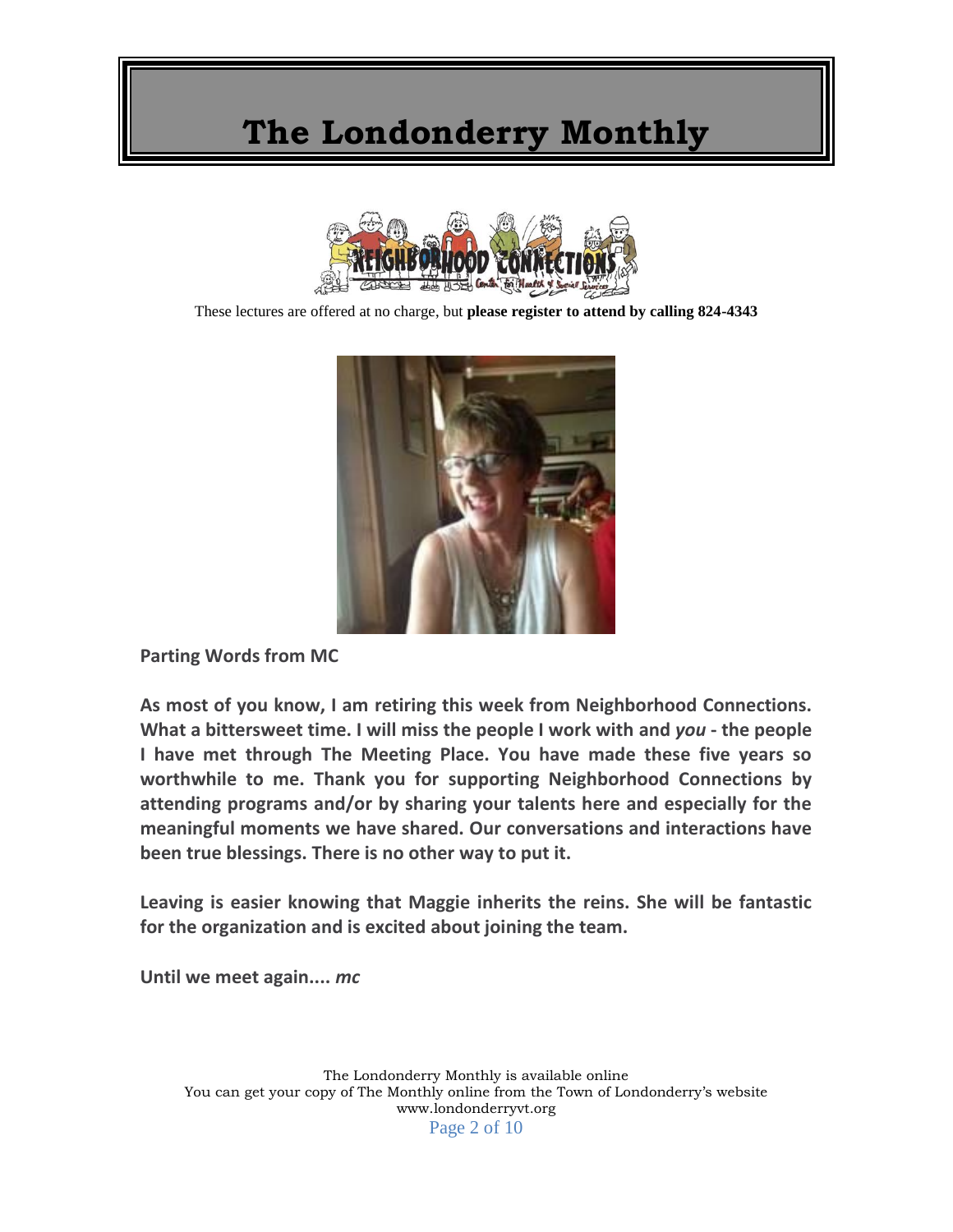These lectures are offered at no charge, but **please register to attend by calling 824-4343**

**Parting Words from MC**

**As most of you know, I am retiring this week from Neighborhood Connections. What a bittersweet time. I will miss the people I work with and *you* - the people I have met through The Meeting Place. You have made these five years so worthwhile to me. Thank you for supporting Neighborhood Connections by attending programs and/or by sharing your talents here and especially for the meaningful moments we have shared. Our conversations and interactions have been true blessings. There is no other way to put it.**

**Leaving is easier knowing that Maggie inherits the reins. She will be fantastic for the organization and is excited about joining the team.**

**Until we meet again.... *mc***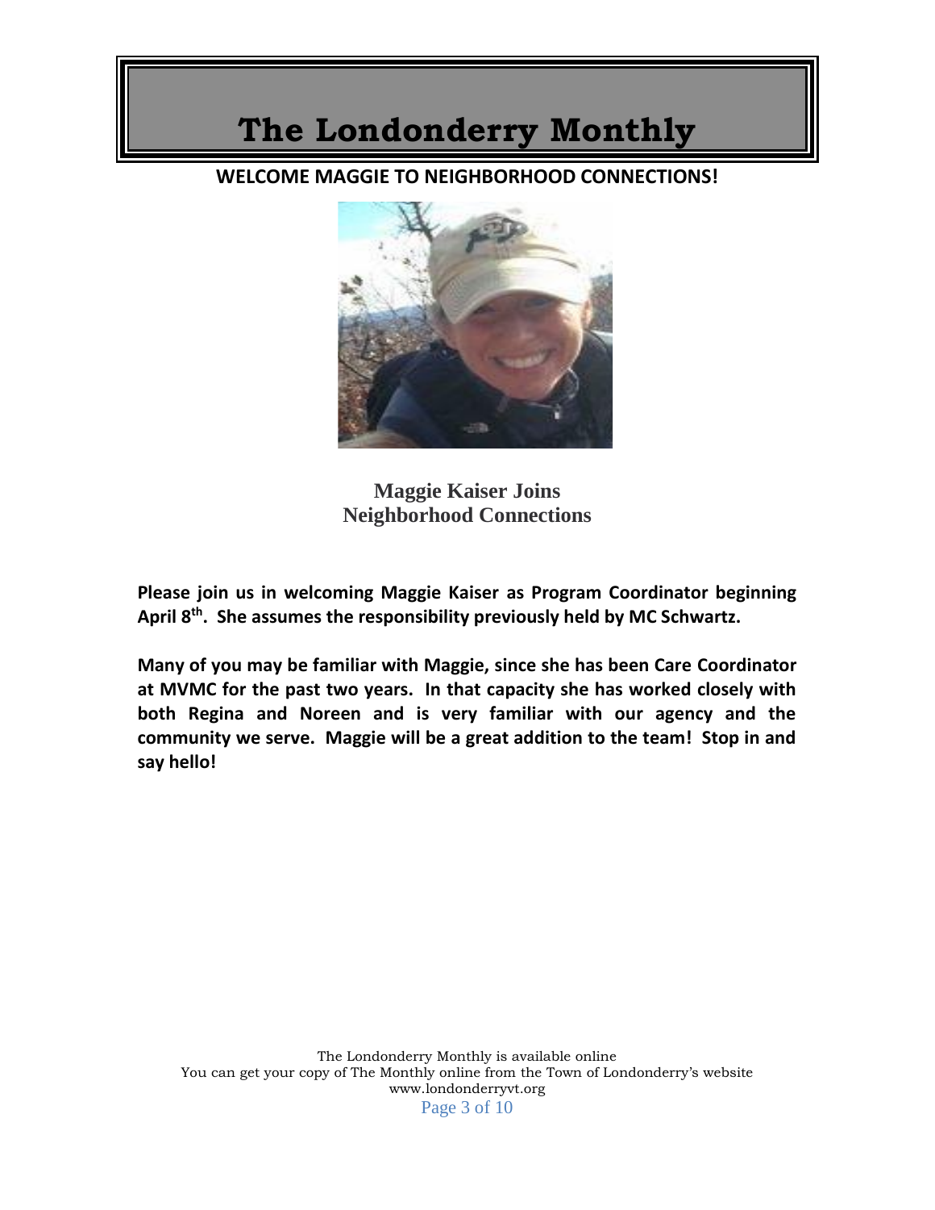# The Londonderry Monthly

## WELCOME MAGGIE TO NEIGHBORHOOD CONNECTIONS!

**Maggie Kaiser Joins Neighborhood Connections**

**Please join us in welcoming Maggie Kaiser as Program Coordinator beginning April 8th. She assumes the responsibility previously held by MC Schwartz.**

**Many of you may be familiar with Maggie, since she has been Care Coordinator at MVMC for the past two years. In that capacity she has worked closely with both Regina and Noreen and is very familiar with our agency and the community we serve. Maggie will be a great addition to the team! Stop in and say hello!**

The Londonderry Monthly is available online
You can get your copy of The Monthly online from the Town of Londonderry's website
www.londonderryvt.org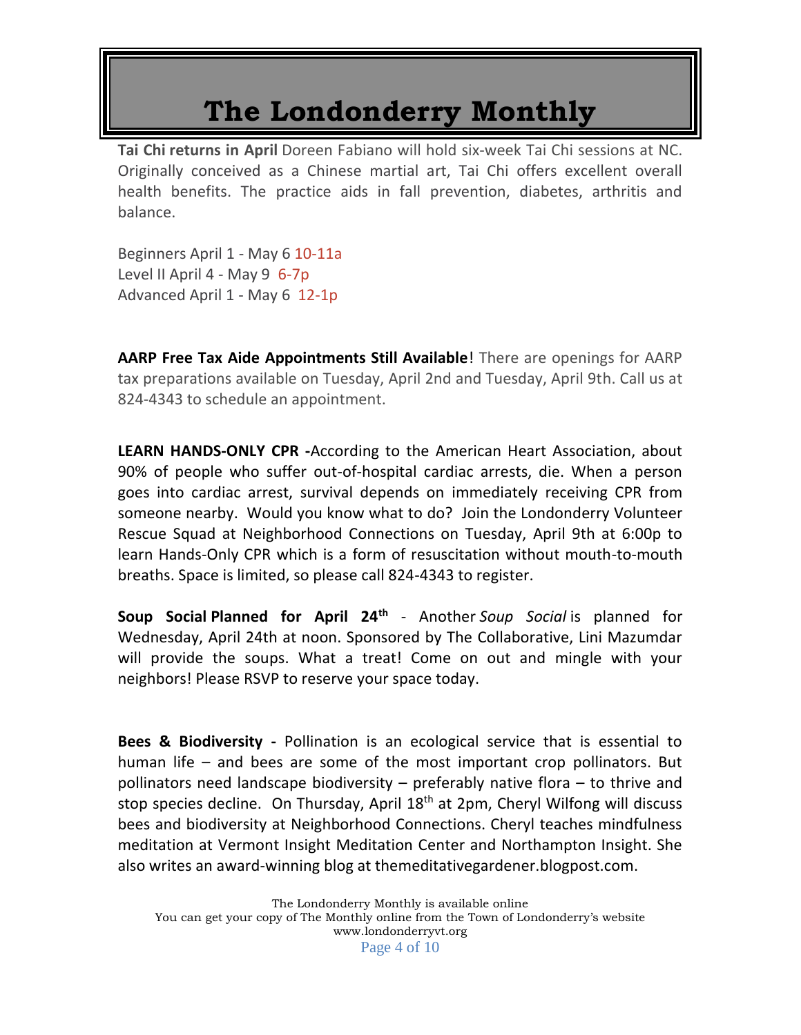# The Londonderry Monthly

**Tai Chi returns in April** Doreen Fabiano will hold six-week Tai Chi sessions at NC. Originally conceived as a Chinese martial art, Tai Chi offers excellent overall health benefits. The practice aids in fall prevention, diabetes, arthritis and balance.

Beginners April 1 - May 6 10-11a
Level II April 4 - May 9 6-7p
Advanced April 1 - May 6 12-1p

**AARP Free Tax Aide Appointments Still Available**! There are openings for AARP tax preparations available on Tuesday, April 2nd and Tuesday, April 9th. Call us at 824-4343 to schedule an appointment.

**LEARN HANDS-ONLY CPR -**According to the American Heart Association, about 90% of people who suffer out-of-hospital cardiac arrests, die. When a person goes into cardiac arrest, survival depends on immediately receiving CPR from someone nearby. Would you know what to do? Join the Londonderry Volunteer Rescue Squad at Neighborhood Connections on Tuesday, April 9th at 6:00p to learn Hands-Only CPR which is a form of resuscitation without mouth-to-mouth breaths. Space is limited, so please call 824-4343 to register.

**Soup Social Planned for April 24th** - Another *Soup Social* is planned for Wednesday, April 24th at noon. Sponsored by The Collaborative, Lini Mazumdar will provide the soups. What a treat! Come on out and mingle with your neighbors! Please RSVP to reserve your space today.

**Bees & Biodiversity -** Pollination is an ecological service that is essential to human life – and bees are some of the most important crop pollinators. But pollinators need landscape biodiversity – preferably native flora – to thrive and stop species decline. On Thursday, April 18th at 2pm, Cheryl Wilfong will discuss bees and biodiversity at Neighborhood Connections. Cheryl teaches mindfulness meditation at Vermont Insight Meditation Center and Northampton Insight. She also writes an award-winning blog at themeditativegardener.blogpost.com.

The Londonderry Monthly is available online
You can get your copy of The Monthly online from the Town of Londonderry's website
www.londonderryvt.org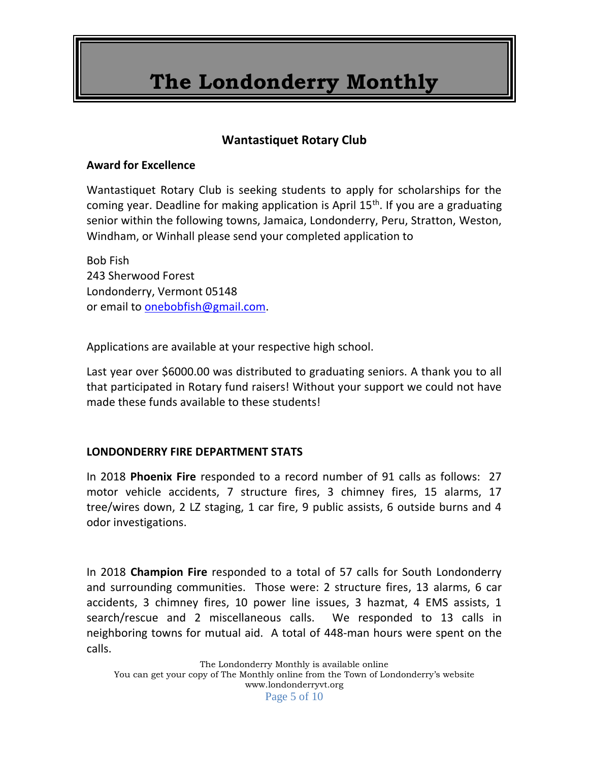## Wantastiquet Rotary Club

**Award for Excellence**

Wantastiquet Rotary Club is seeking students to apply for scholarships for the coming year. Deadline for making application is April 15th. If you are a graduating senior within the following towns, Jamaica, Londonderry, Peru, Stratton, Weston, Windham, or Winhall please send your completed application to

Bob Fish
243 Sherwood Forest
Londonderry, Vermont 05148
or email to onebobfish@gmail.com.

Applications are available at your respective high school.

Last year over $6000.00 was distributed to graduating seniors. A thank you to all that participated in Rotary fund raisers! Without your support we could not have made these funds available to these students!

**LONDONDERRY FIRE DEPARTMENT STATS**

In 2018 **Phoenix Fire** responded to a record number of 91 calls as follows: 27 motor vehicle accidents, 7 structure fires, 3 chimney fires, 15 alarms, 17 tree/wires down, 2 LZ staging, 1 car fire, 9 public assists, 6 outside burns and 4 odor investigations.

In 2018 **Champion Fire** responded to a total of 57 calls for South Londonderry and surrounding communities. Those were: 2 structure fires, 13 alarms, 6 car accidents, 3 chimney fires, 10 power line issues, 3 hazmat, 4 EMS assists, 1 search/rescue and 2 miscellaneous calls. We responded to 13 calls in neighboring towns for mutual aid. A total of 448-man hours were spent on the calls.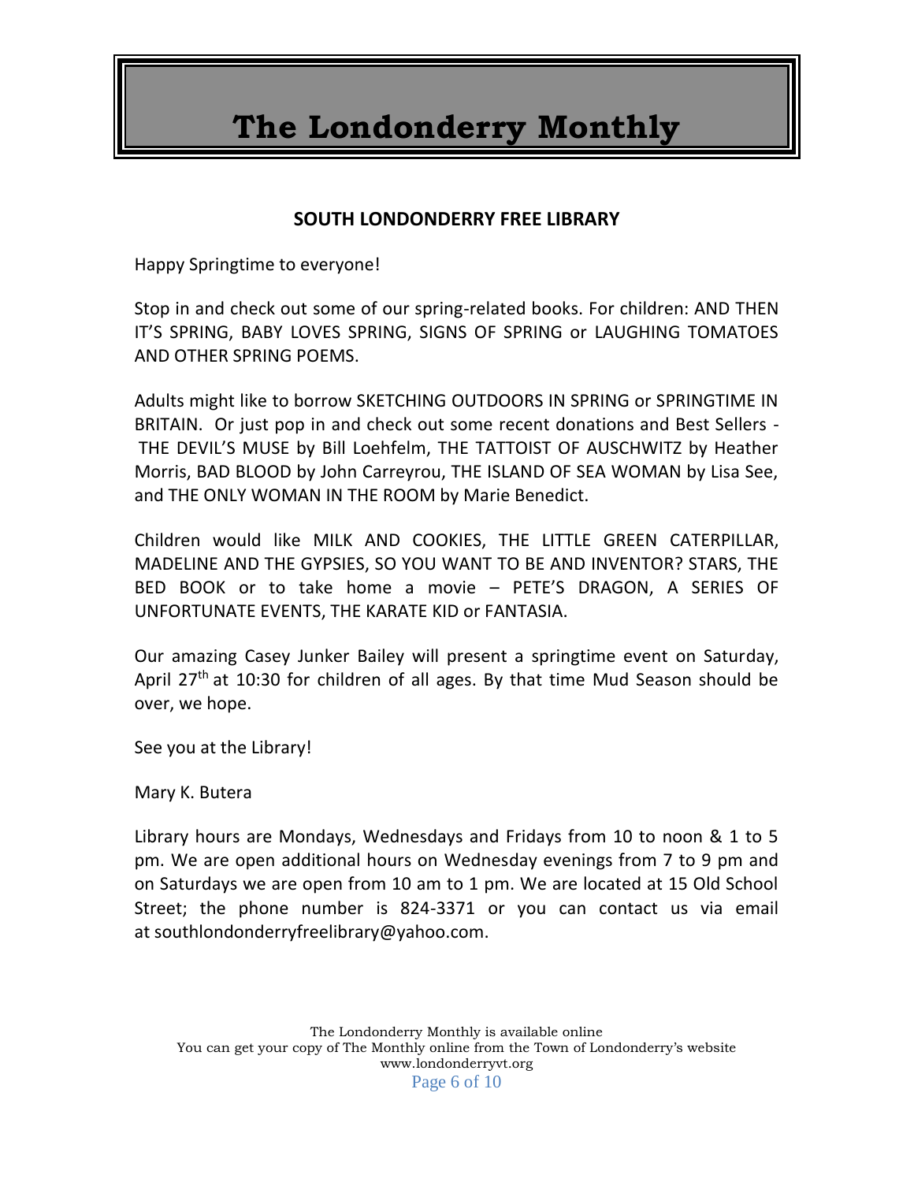## SOUTH LONDONDERRY FREE LIBRARY

Happy Springtime to everyone!

Stop in and check out some of our spring-related books. For children: AND THEN IT'S SPRING, BABY LOVES SPRING, SIGNS OF SPRING or LAUGHING TOMATOES AND OTHER SPRING POEMS.

Adults might like to borrow SKETCHING OUTDOORS IN SPRING or SPRINGTIME IN BRITAIN. Or just pop in and check out some recent donations and Best Sellers - THE DEVIL'S MUSE by Bill Loehfelm, THE TATTOIST OF AUSCHWITZ by Heather Morris, BAD BLOOD by John Carreyrou, THE ISLAND OF SEA WOMAN by Lisa See, and THE ONLY WOMAN IN THE ROOM by Marie Benedict.

Children would like MILK AND COOKIES, THE LITTLE GREEN CATERPILLAR, MADELINE AND THE GYPSIES, SO YOU WANT TO BE AND INVENTOR? STARS, THE BED BOOK or to take home a movie – PETE'S DRAGON, A SERIES OF UNFORTUNATE EVENTS, THE KARATE KID or FANTASIA.

Our amazing Casey Junker Bailey will present a springtime event on Saturday, April 27th at 10:30 for children of all ages. By that time Mud Season should be over, we hope.

See you at the Library!

Mary K. Butera

Library hours are Mondays, Wednesdays and Fridays from 10 to noon & 1 to 5 pm. We are open additional hours on Wednesday evenings from 7 to 9 pm and on Saturdays we are open from 10 am to 1 pm. We are located at 15 Old School Street; the phone number is 824-3371 or you can contact us via email at southlondonderryfreelibrary@yahoo.com.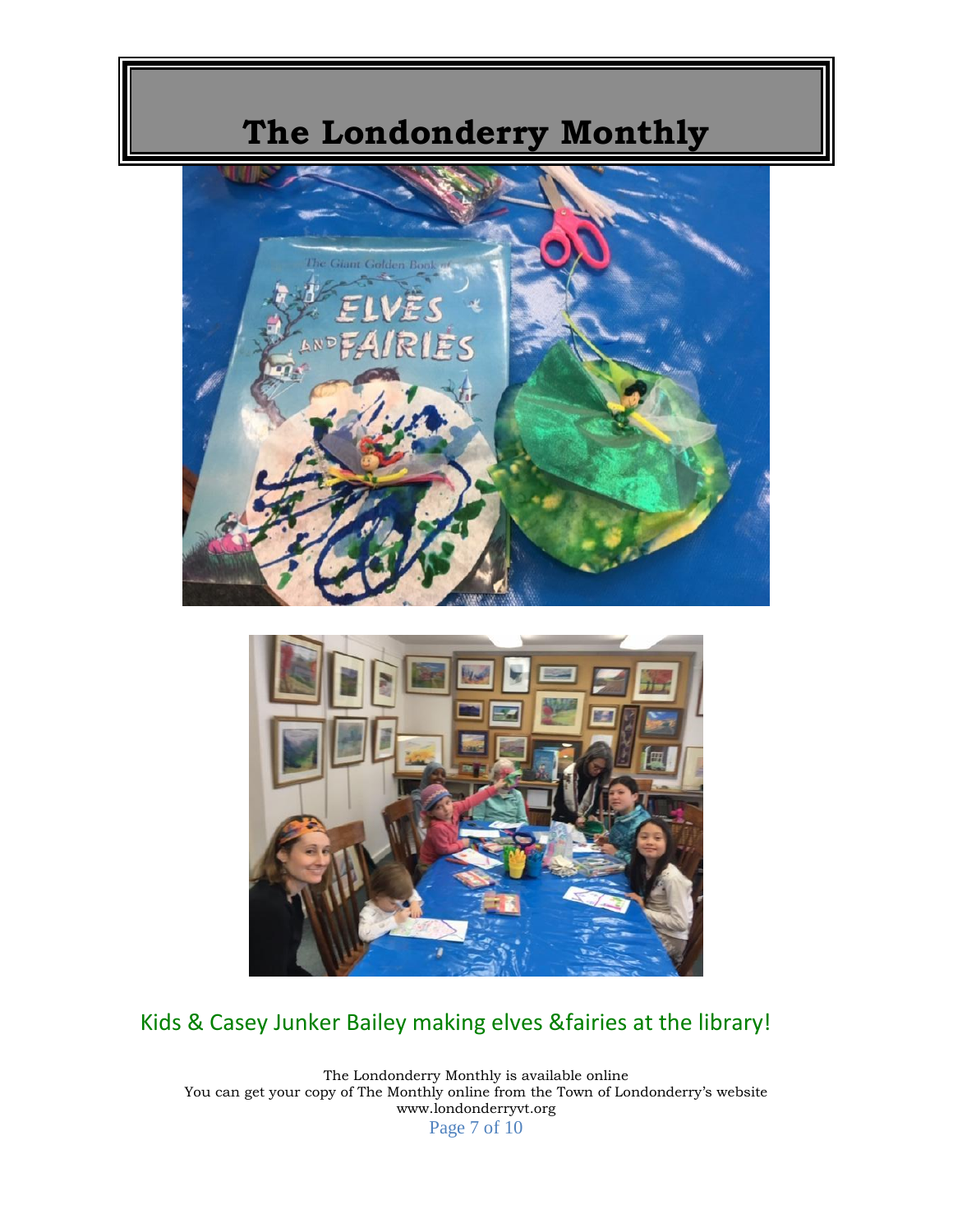# The Londonderry Monthly

Kids & Casey Junker Bailey making elves &fairies at the library!

The Londonderry Monthly is available online
You can get your copy of The Monthly online from the Town of Londonderry's website
www.londonderryvt.org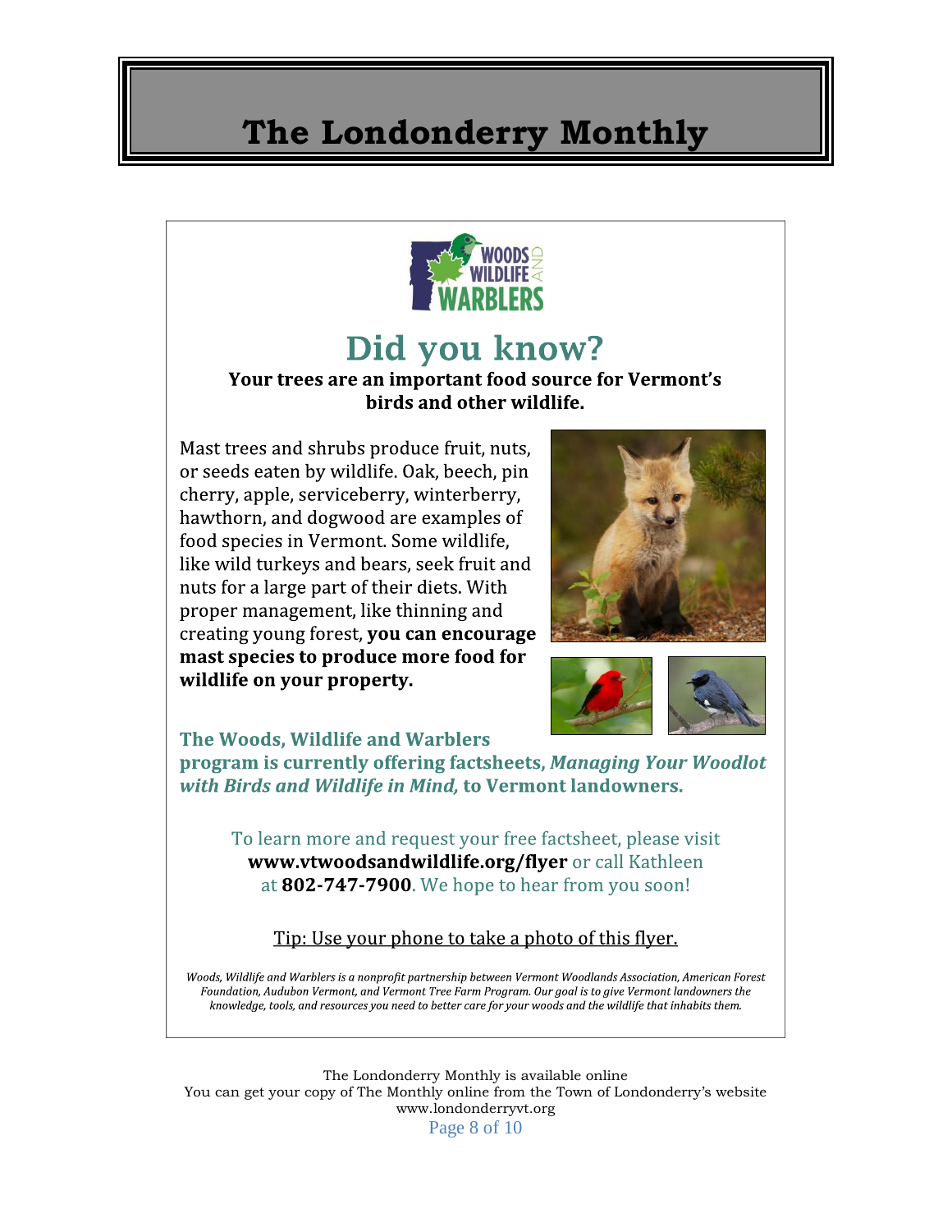## Did you know?

**Your trees are an important food source for Vermont's birds and other wildlife.**

Mast trees and shrubs produce fruit, nuts, or seeds eaten by wildlife. Oak, beech, pin cherry, apple, serviceberry, winterberry, hawthorn, and dogwood are examples of food species in Vermont. Some wildlife, like wild turkeys and bears, seek fruit and nuts for a large part of their diets. With proper management, like thinning and creating young forest, **you can encourage mast species to produce more food for wildlife on your property.**

**The Woods, Wildlife and Warblers program is currently offering factsheets, *Managing Your Woodlot with Birds and Wildlife in Mind,* to Vermont landowners.**

To learn more and request your free factsheet, please visit **www.vtwoodsandwildlife.org/flyer** or call Kathleen at **802-747-7900**. We hope to hear from you soon!

Tip: Use your phone to take a photo of this flyer.

*Woods, Wildlife and Warblers is a nonprofit partnership between Vermont Woodlands Association, American Forest Foundation, Audubon Vermont, and Vermont Tree Farm Program. Our goal is to give Vermont landowners the knowledge, tools, and resources you need to better care for your woods and the wildlife that inhabits them.*

The Londonderry Monthly is available online
You can get your copy of The Monthly online from the Town of Londonderry's website
www.londonderryvt.org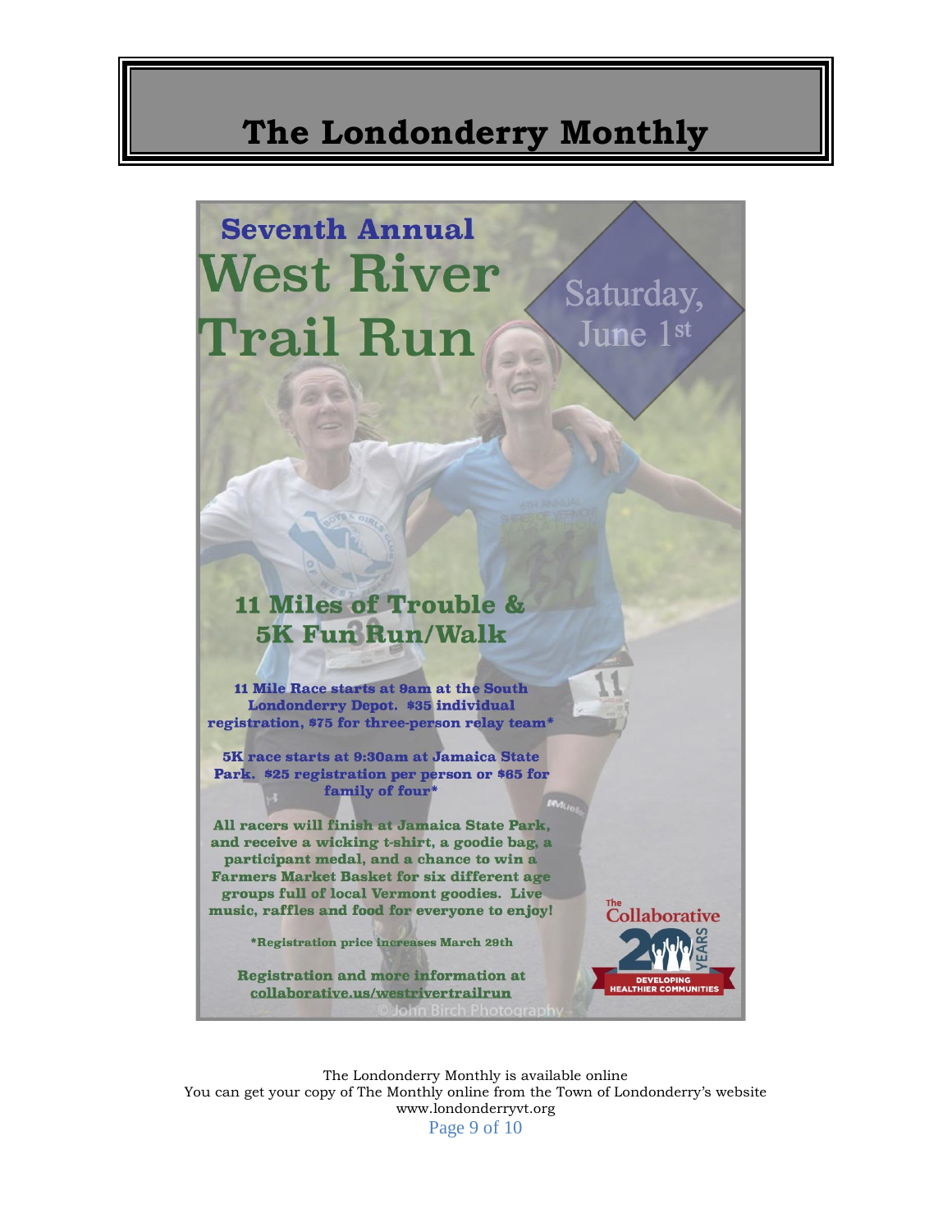# Seventh Annual

# West River Trail Run

Saturday, June 1st

## 11 Miles of Trouble & 5K Fun Run/Walk

**11 Mile Race starts at 9am at the South Londonderry Depot. $35 individual registration, $75 for three-person relay team***

**5K race starts at 9:30am at Jamaica State Park. $25 registration per person or $65 for family of four***

**All racers will finish at Jamaica State Park, and receive a wicking t-shirt, a goodie bag, a participant medal, and a chance to win a Farmers Market Basket for six different age groups full of local Vermont goodies. Live music, raffles and food for everyone to enjoy!**

**\*Registration price increases March 29th**

**Registration and more information at collaborative.us/westrivertrailrun**

© John Birch Photography

The Collaborative 20 YEARS DEVELOPING HEALTHIER COMMUNITIES

The Londonderry Monthly is available online
You can get your copy of The Monthly online from the Town of Londonderry's website
www.londonderryvt.org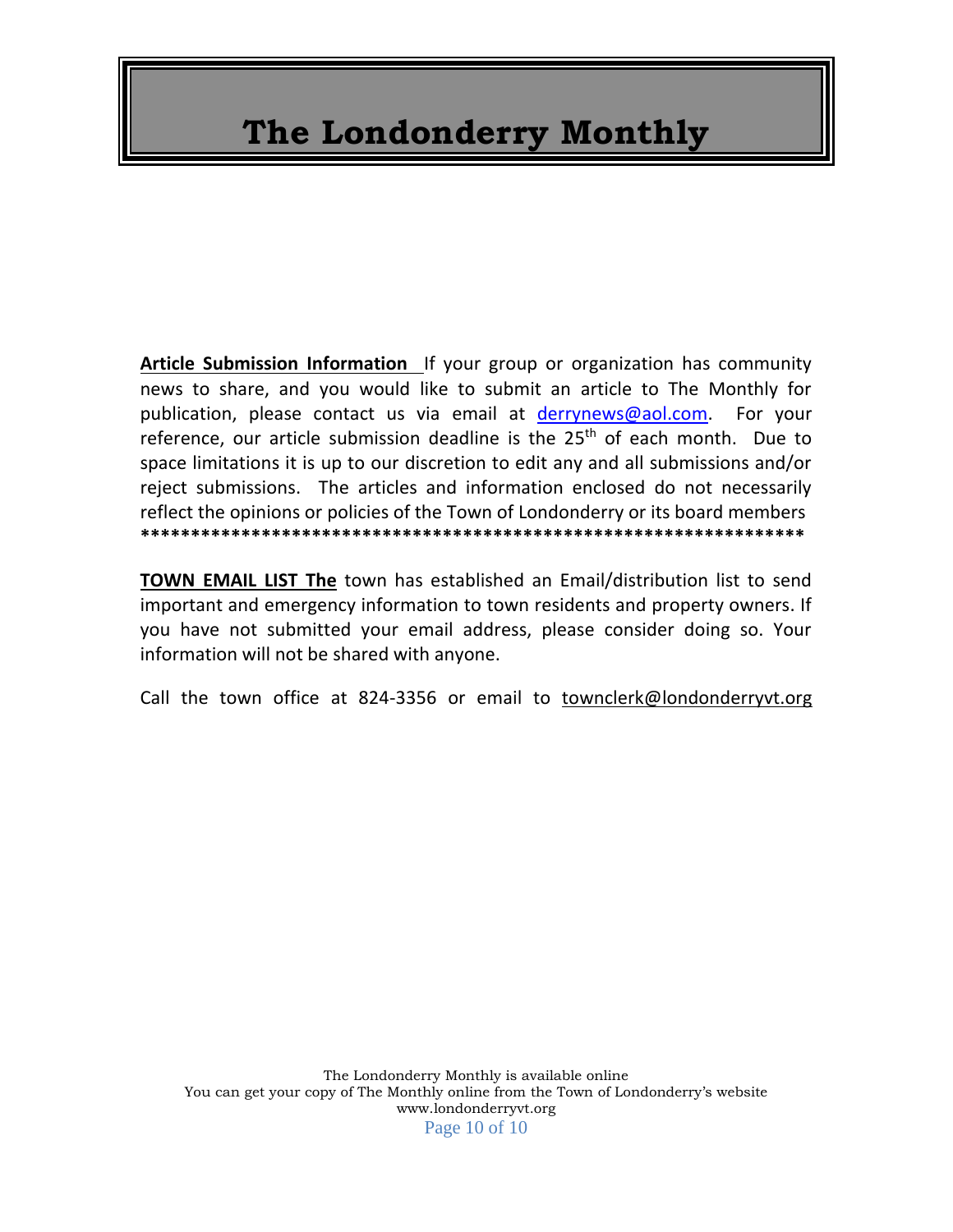# The Londonderry Monthly

**Article Submission Information** If your group or organization has community news to share, and you would like to submit an article to The Monthly for publication, please contact us via email at derrynews@aol.com. For your reference, our article submission deadline is the 25th of each month. Due to space limitations it is up to our discretion to edit any and all submissions and/or reject submissions. The articles and information enclosed do not necessarily reflect the opinions or policies of the Town of Londonderry or its board members
****************************************************************

**TOWN EMAIL LIST The** town has established an Email/distribution list to send important and emergency information to town residents and property owners. If you have not submitted your email address, please consider doing so. Your information will not be shared with anyone.

Call the town office at 824-3356 or email to townclerk@londonderryvt.org

The Londonderry Monthly is available online
You can get your copy of The Monthly online from the Town of Londonderry's website
www.londonderryvt.org